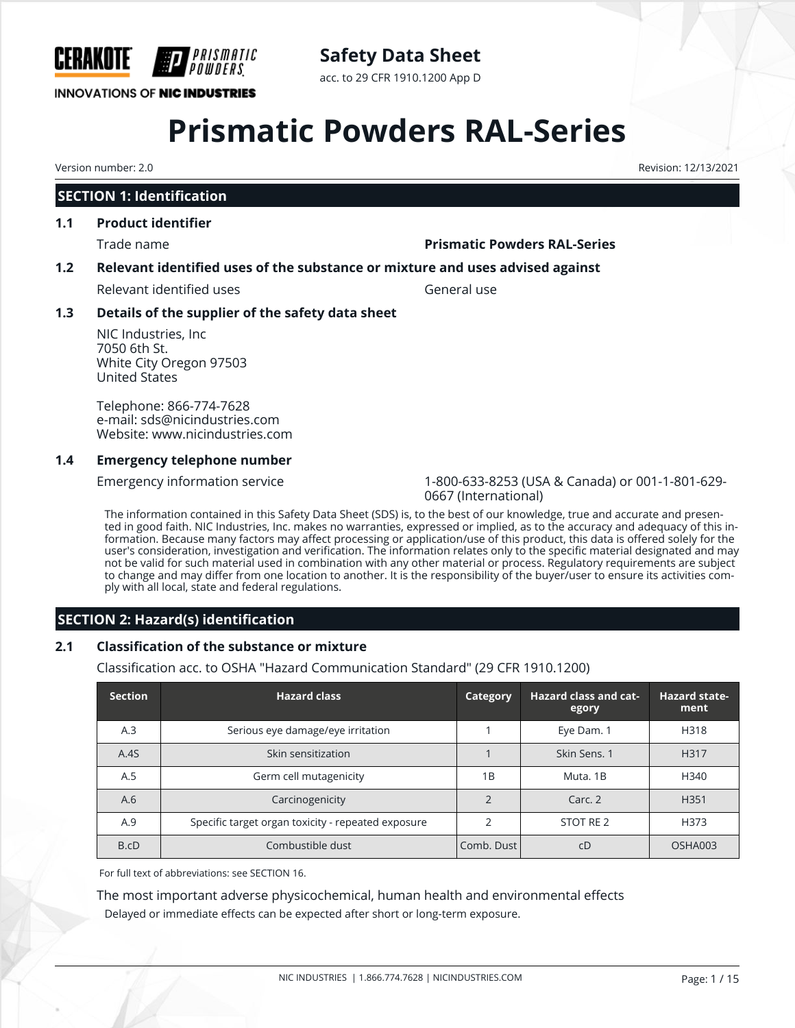CERAKOTE PRISMATIC POWDERS

INNOVATIONS OF NIC INDUSTRIES

**Safety Data Sheet**

acc. to 29 CFR 1910.1200 App D

# Prismatic Powders RAL-Series

Version number: 2.0

Revision: 12/13/2021

## SECTION 1: Identification

### 1.1 Product identifier

Trade name: **Prismatic Powders RAL-Series**

### 1.2 Relevant identified uses of the substance or mixture and uses advised against

Relevant identified uses: General use

### 1.3 Details of the supplier of the safety data sheet

NIC Industries, Inc
7050 6th St.
White City Oregon 97503
United States

Telephone: 866-774-7628
e-mail: sds@nicindustries.com
Website: www.nicindustries.com

### 1.4 Emergency telephone number

Emergency information service: 1-800-633-8253 (USA & Canada) or 001-1-801-629-0667 (International)

The information contained in this Safety Data Sheet (SDS) is, to the best of our knowledge, true and accurate and presented in good faith. NIC Industries, Inc. makes no warranties, expressed or implied, as to the accuracy and adequacy of this information. Because many factors may affect processing or application/use of this product, this data is offered solely for the user's consideration, investigation and verification. The information relates only to the specific material designated and may not be valid for such material used in combination with any other material or process. Regulatory requirements are subject to change and may differ from one location to another. It is the responsibility of the buyer/user to ensure its activities comply with all local, state and federal regulations.

## SECTION 2: Hazard(s) identification

### 2.1 Classification of the substance or mixture

Classification acc. to OSHA "Hazard Communication Standard" (29 CFR 1910.1200)

| Section | Hazard class | Category | Hazard class and category | Hazard statement |
|---|---|---|---|---|
| A.3 | Serious eye damage/eye irritation | 1 | Eye Dam. 1 | H318 |
| A.4S | Skin sensitization | 1 | Skin Sens. 1 | H317 |
| A.5 | Germ cell mutagenicity | 1B | Muta. 1B | H340 |
| A.6 | Carcinogenicity | 2 | Carc. 2 | H351 |
| A.9 | Specific target organ toxicity - repeated exposure | 2 | STOT RE 2 | H373 |
| B.cD | Combustible dust | Comb. Dust | cD | OSHA003 |

For full text of abbreviations: see SECTION 16.

The most important adverse physicochemical, human health and environmental effects

Delayed or immediate effects can be expected after short or long-term exposure.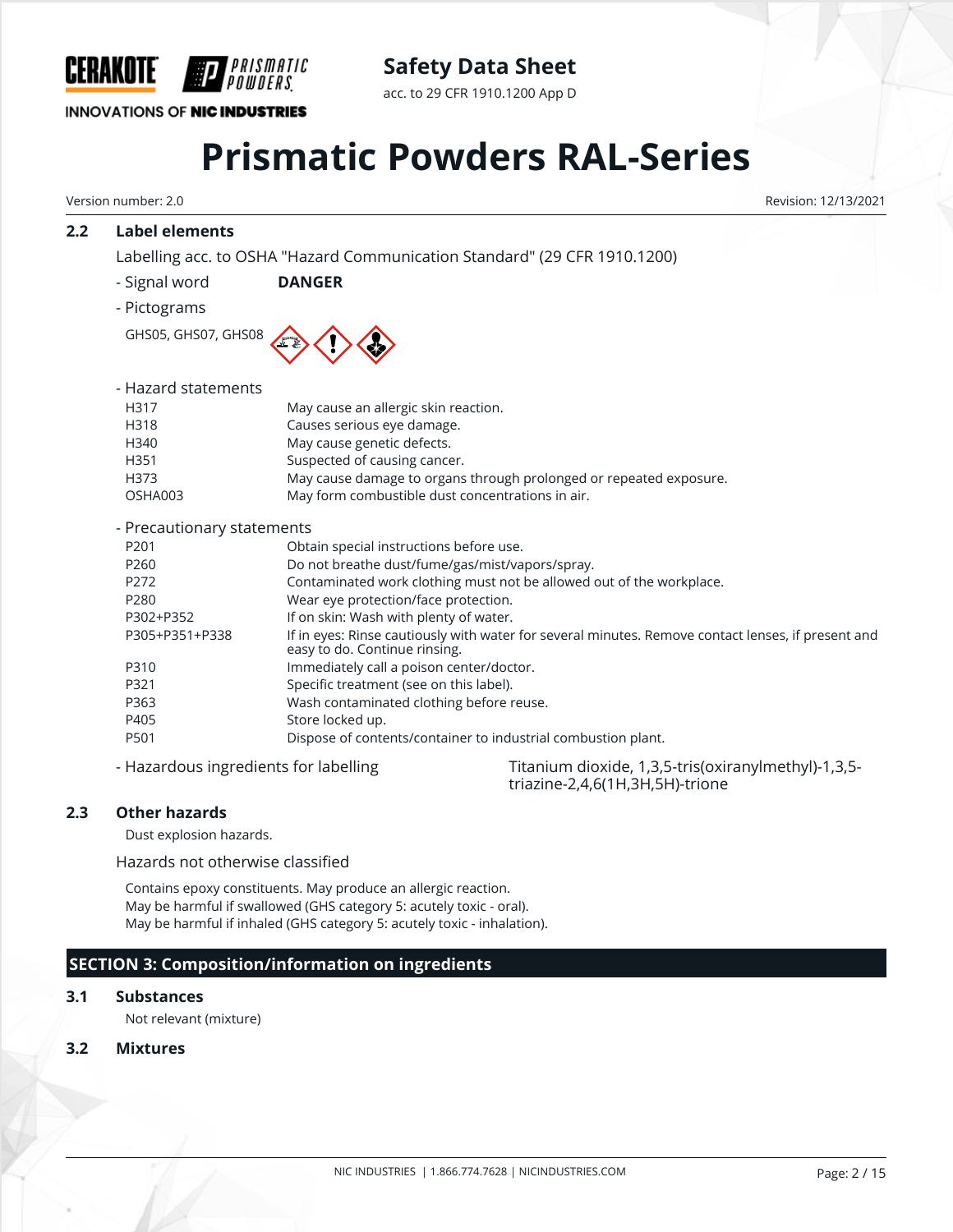### 2.2 Label elements

Labelling acc. to OSHA "Hazard Communication Standard" (29 CFR 1910.1200)

- Signal word **DANGER**

- Pictograms

GHS05, GHS07, GHS08

- Hazard statements

| | |
|---|---|
| H317 | May cause an allergic skin reaction. |
| H318 | Causes serious eye damage. |
| H340 | May cause genetic defects. |
| H351 | Suspected of causing cancer. |
| H373 | May cause damage to organs through prolonged or repeated exposure. |
| OSHA003 | May form combustible dust concentrations in air. |

- Precautionary statements

| | |
|---|---|
| P201 | Obtain special instructions before use. |
| P260 | Do not breathe dust/fume/gas/mist/vapors/spray. |
| P272 | Contaminated work clothing must not be allowed out of the workplace. |
| P280 | Wear eye protection/face protection. |
| P302+P352 | If on skin: Wash with plenty of water. |
| P305+P351+P338 | If in eyes: Rinse cautiously with water for several minutes. Remove contact lenses, if present and easy to do. Continue rinsing. |
| P310 | Immediately call a poison center/doctor. |
| P321 | Specific treatment (see on this label). |
| P363 | Wash contaminated clothing before reuse. |
| P405 | Store locked up. |
| P501 | Dispose of contents/container to industrial combustion plant. |

- Hazardous ingredients for labelling: Titanium dioxide, 1,3,5-tris(oxiranylmethyl)-1,3,5-triazine-2,4,6(1H,3H,5H)-trione

### 2.3 Other hazards

Dust explosion hazards.

Hazards not otherwise classified

Contains epoxy constituents. May produce an allergic reaction.
May be harmful if swallowed (GHS category 5: acutely toxic - oral).
May be harmful if inhaled (GHS category 5: acutely toxic - inhalation).

## SECTION 3: Composition/information on ingredients

### 3.1 Substances

Not relevant (mixture)

### 3.2 Mixtures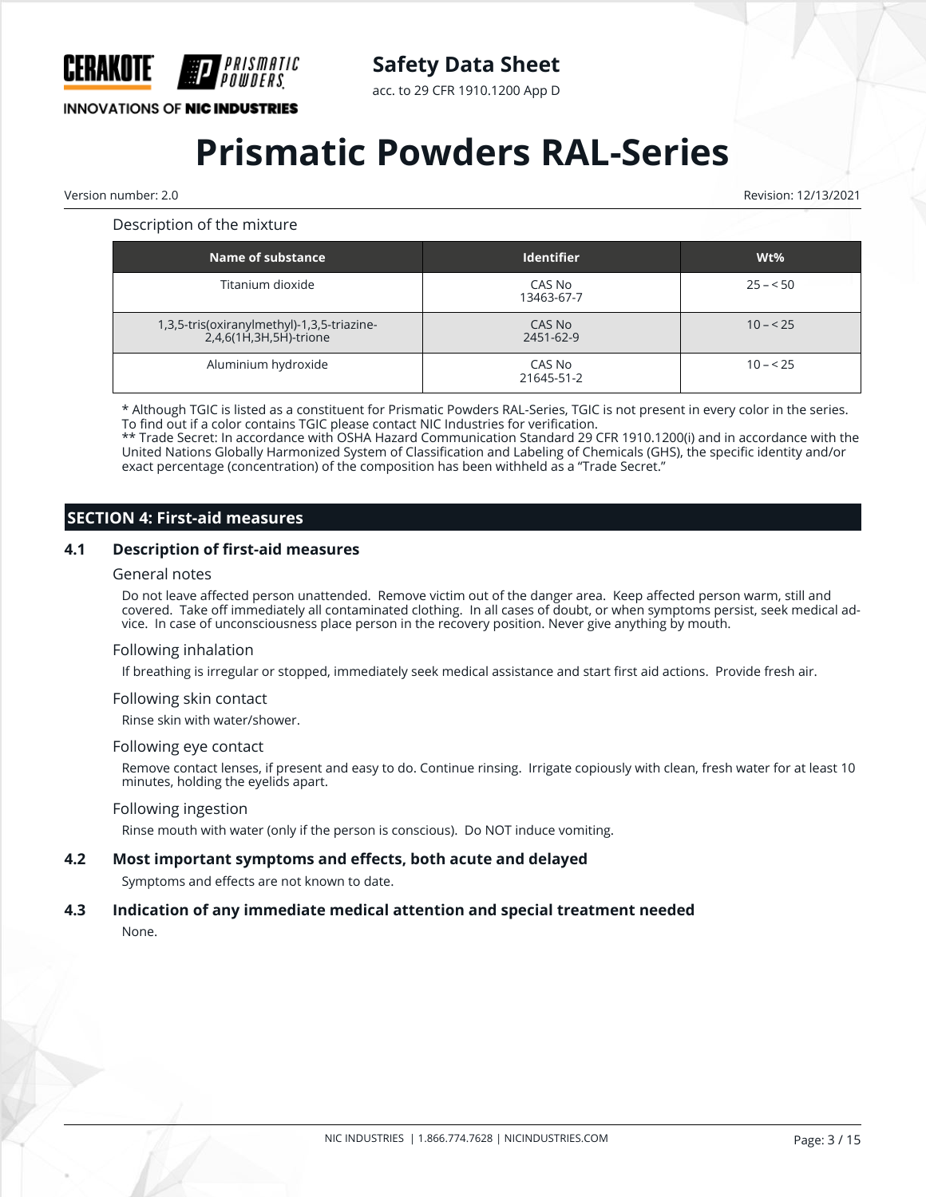Description of the mixture

| Name of substance | Identifier | Wt% |
|---|---|---|
| Titanium dioxide | CAS No 13463-67-7 | 25 – < 50 |
| 1,3,5-tris(oxiranylmethyl)-1,3,5-triazine-2,4,6(1H,3H,5H)-trione | CAS No 2451-62-9 | 10 – < 25 |
| Aluminium hydroxide | CAS No 21645-51-2 | 10 – < 25 |

* Although TGIC is listed as a constituent for Prismatic Powders RAL-Series, TGIC is not present in every color in the series. To find out if a color contains TGIC please contact NIC Industries for verification.
** Trade Secret: In accordance with OSHA Hazard Communication Standard 29 CFR 1910.1200(i) and in accordance with the United Nations Globally Harmonized System of Classification and Labeling of Chemicals (GHS), the specific identity and/or exact percentage (concentration) of the composition has been withheld as a "Trade Secret."

## SECTION 4: First-aid measures

### 4.1 Description of first-aid measures

General notes

Do not leave affected person unattended. Remove victim out of the danger area. Keep affected person warm, still and covered. Take off immediately all contaminated clothing. In all cases of doubt, or when symptoms persist, seek medical advice. In case of unconsciousness place person in the recovery position. Never give anything by mouth.

Following inhalation

If breathing is irregular or stopped, immediately seek medical assistance and start first aid actions. Provide fresh air.

Following skin contact

Rinse skin with water/shower.

Following eye contact

Remove contact lenses, if present and easy to do. Continue rinsing. Irrigate copiously with clean, fresh water for at least 10 minutes, holding the eyelids apart.

Following ingestion

Rinse mouth with water (only if the person is conscious). Do NOT induce vomiting.

### 4.2 Most important symptoms and effects, both acute and delayed

Symptoms and effects are not known to date.

### 4.3 Indication of any immediate medical attention and special treatment needed

None.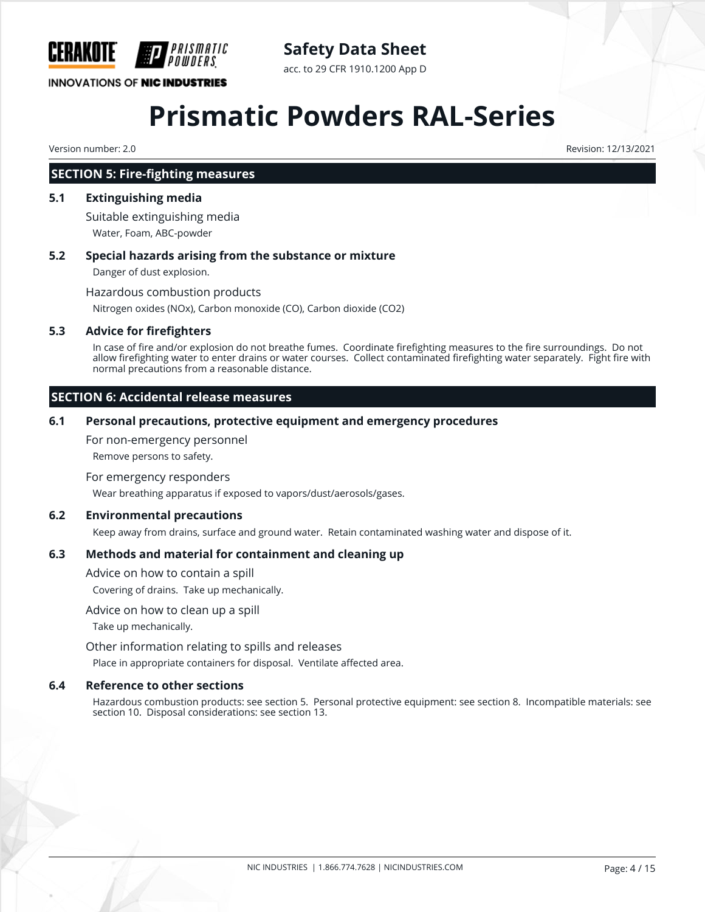## SECTION 5: Fire-fighting measures

### 5.1 Extinguishing media

Suitable extinguishing media

Water, Foam, ABC-powder

### 5.2 Special hazards arising from the substance or mixture

Danger of dust explosion.

Hazardous combustion products

Nitrogen oxides (NOx), Carbon monoxide (CO), Carbon dioxide ($CO_2$)

### 5.3 Advice for firefighters

In case of fire and/or explosion do not breathe fumes. Coordinate firefighting measures to the fire surroundings. Do not allow firefighting water to enter drains or water courses. Collect contaminated firefighting water separately. Fight fire with normal precautions from a reasonable distance.

## SECTION 6: Accidental release measures

### 6.1 Personal precautions, protective equipment and emergency procedures

For non-emergency personnel

Remove persons to safety.

For emergency responders

Wear breathing apparatus if exposed to vapors/dust/aerosols/gases.

### 6.2 Environmental precautions

Keep away from drains, surface and ground water. Retain contaminated washing water and dispose of it.

### 6.3 Methods and material for containment and cleaning up

Advice on how to contain a spill

Covering of drains. Take up mechanically.

Advice on how to clean up a spill

Take up mechanically.

Other information relating to spills and releases

Place in appropriate containers for disposal. Ventilate affected area.

### 6.4 Reference to other sections

Hazardous combustion products: see section 5. Personal protective equipment: see section 8. Incompatible materials: see section 10. Disposal considerations: see section 13.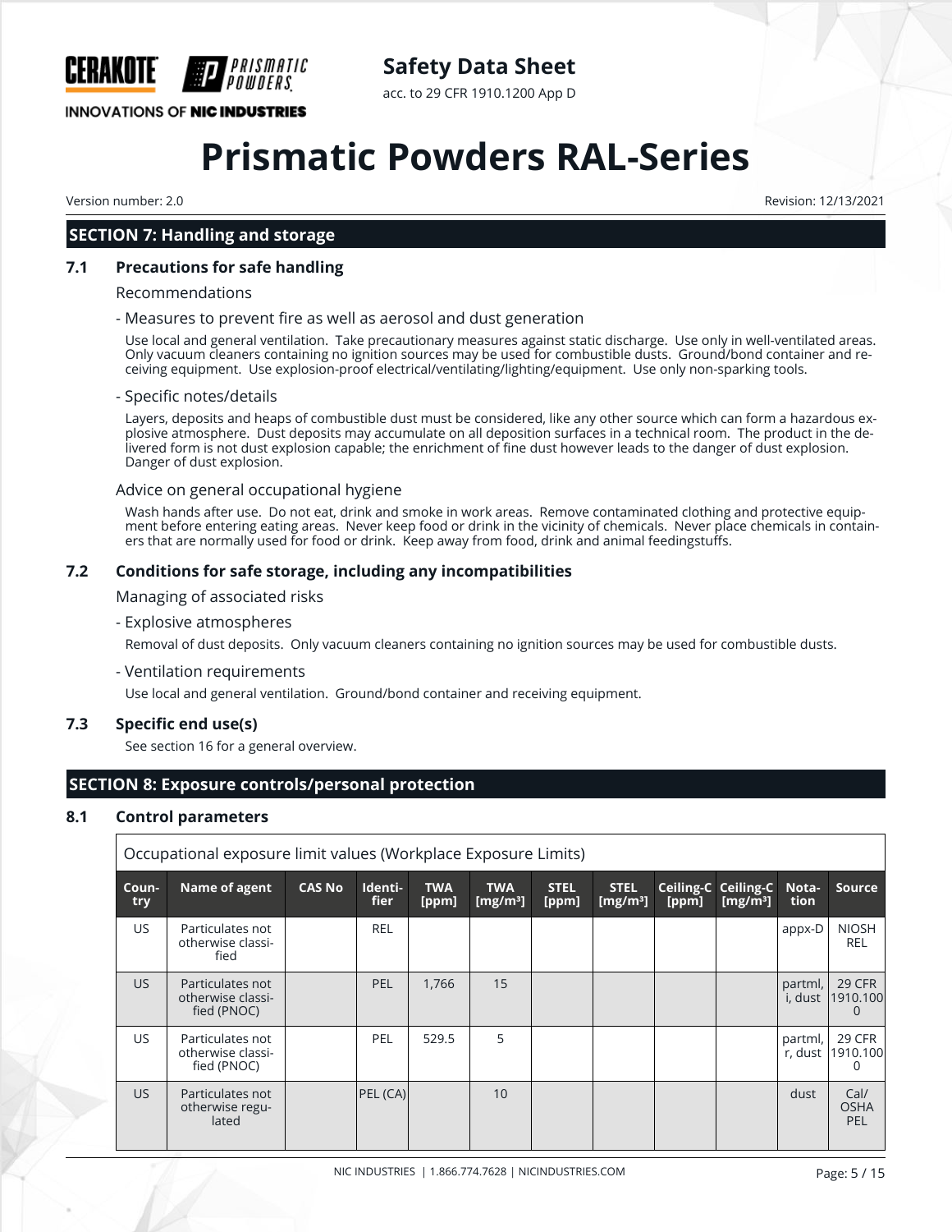## SECTION 7: Handling and storage

### 7.1 Precautions for safe handling

Recommendations

- Measures to prevent fire as well as aerosol and dust generation

Use local and general ventilation. Take precautionary measures against static discharge. Use only in well-ventilated areas. Only vacuum cleaners containing no ignition sources may be used for combustible dusts. Ground/bond container and receiving equipment. Use explosion-proof electrical/ventilating/lighting/equipment. Use only non-sparking tools.

- Specific notes/details

Layers, deposits and heaps of combustible dust must be considered, like any other source which can form a hazardous explosive atmosphere. Dust deposits may accumulate on all deposition surfaces in a technical room. The product in the delivered form is not dust explosion capable; the enrichment of fine dust however leads to the danger of dust explosion. Danger of dust explosion.

Advice on general occupational hygiene

Wash hands after use. Do not eat, drink and smoke in work areas. Remove contaminated clothing and protective equipment before entering eating areas. Never keep food or drink in the vicinity of chemicals. Never place chemicals in containers that are normally used for food or drink. Keep away from food, drink and animal feedingstuffs.

### 7.2 Conditions for safe storage, including any incompatibilities

Managing of associated risks

- Explosive atmospheres

Removal of dust deposits. Only vacuum cleaners containing no ignition sources may be used for combustible dusts.

- Ventilation requirements

Use local and general ventilation. Ground/bond container and receiving equipment.

### 7.3 Specific end use(s)

See section 16 for a general overview.

## SECTION 8: Exposure controls/personal protection

### 8.1 Control parameters

Occupational exposure limit values (Workplace Exposure Limits)

| Country | Name of agent | CAS No | Identifier | TWA [ppm] | TWA [mg/m³] | STEL [ppm] | STEL [mg/m³] | Ceiling-C [ppm] | Ceiling-C [mg/m³] | Notation | Source |
|---|---|---|---|---|---|---|---|---|---|---|---|
| US | Particulates not otherwise classified | | REL | | | | | | | appx-D | NIOSH REL |
| US | Particulates not otherwise classified (PNOC) | | PEL | 1,766 | 15 | | | | | partml, i, dust | 29 CFR 1910.1000 |
| US | Particulates not otherwise classified (PNOC) | | PEL | 529.5 | 5 | | | | | partml, r, dust | 29 CFR 1910.1000 |
| US | Particulates not otherwise regulated | | PEL (CA) | | 10 | | | | | dust | Cal/ OSHA PEL |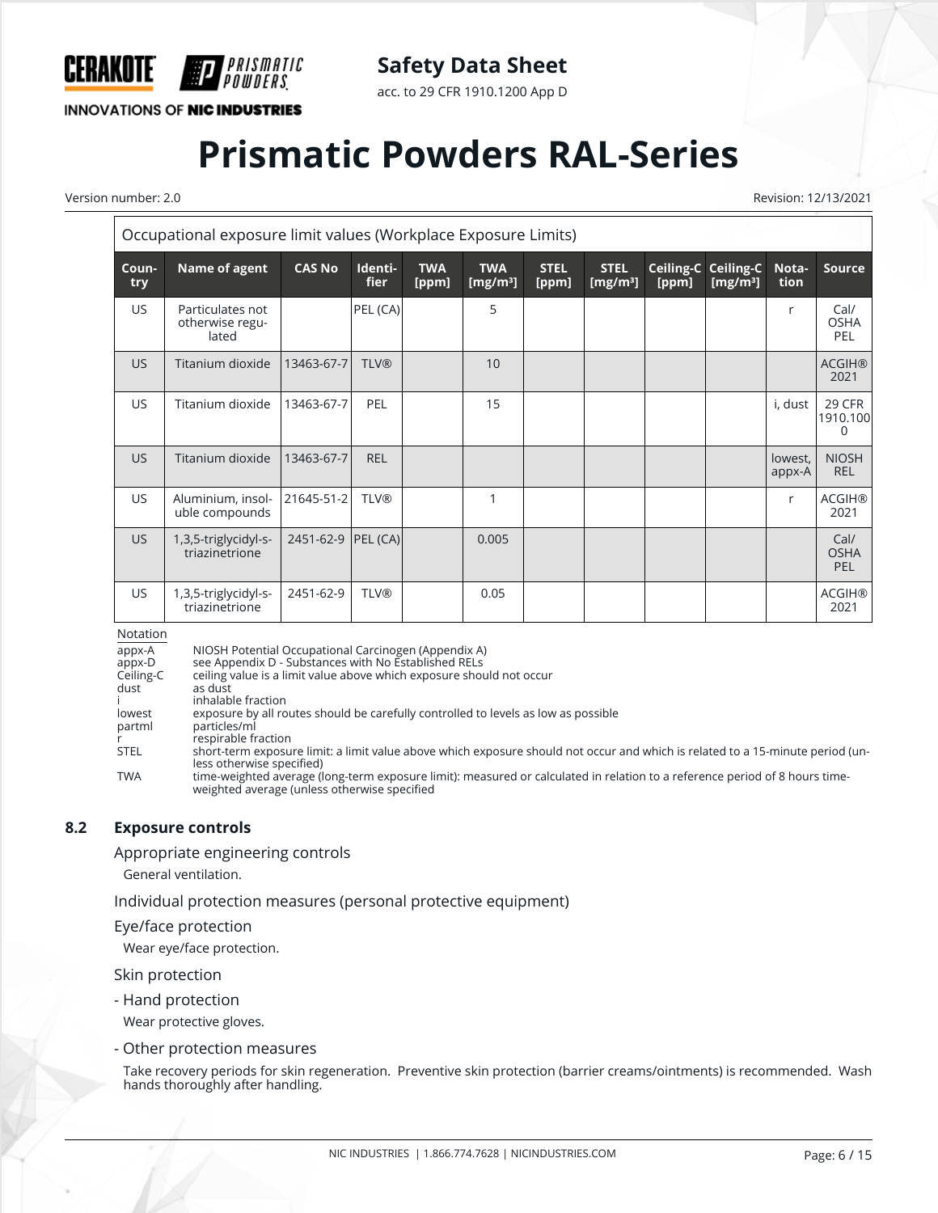Occupational exposure limit values (Workplace Exposure Limits)

| Country | Name of agent | CAS No | Identifier | TWA [ppm] | TWA [mg/m³] | STEL [ppm] | STEL [mg/m³] | Ceiling-C [ppm] | Ceiling-C [mg/m³] | Notation | Source |
|---|---|---|---|---|---|---|---|---|---|---|---|
| US | Particulates not otherwise regulated | | PEL (CA) | | 5 | | | | | r | Cal/ OSHA PEL |
| US | Titanium dioxide | 13463-67-7 | TLV® | | 10 | | | | | | ACGIH® 2021 |
| US | Titanium dioxide | 13463-67-7 | PEL | | 15 | | | | | i, dust | 29 CFR 1910.1000 |
| US | Titanium dioxide | 13463-67-7 | REL | | | | | | | lowest, appx-A | NIOSH REL |
| US | Aluminium, insoluble compounds | 21645-51-2 | TLV® | | 1 | | | | | r | ACGIH® 2021 |
| US | 1,3,5-triglycidyl-s-triazinetrione | 2451-62-9 | PEL (CA) | | 0.005 | | | | | | Cal/ OSHA PEL |
| US | 1,3,5-triglycidyl-s-triazinetrione | 2451-62-9 | TLV® | | 0.05 | | | | | | ACGIH® 2021 |

Notation

| | |
|---|---|
| appx-A | NIOSH Potential Occupational Carcinogen (Appendix A) |
| appx-D | see Appendix D - Substances with No Established RELs |
| Ceiling-C | ceiling value is a limit value above which exposure should not occur |
| dust | as dust |
| i | inhalable fraction |
| lowest | exposure by all routes should be carefully controlled to levels as low as possible |
| partml | particles/ml |
| r | respirable fraction |
| STEL | short-term exposure limit: a limit value above which exposure should not occur and which is related to a 15-minute period (unless otherwise specified) |
| TWA | time-weighted average (long-term exposure limit): measured or calculated in relation to a reference period of 8 hours time-weighted average (unless otherwise specified |

## 8.2 Exposure controls

### Appropriate engineering controls

General ventilation.

### Individual protection measures (personal protective equipment)

### Eye/face protection

Wear eye/face protection.

### Skin protection

#### - Hand protection

Wear protective gloves.

#### - Other protection measures

Take recovery periods for skin regeneration. Preventive skin protection (barrier creams/ointments) is recommended. Wash hands thoroughly after handling.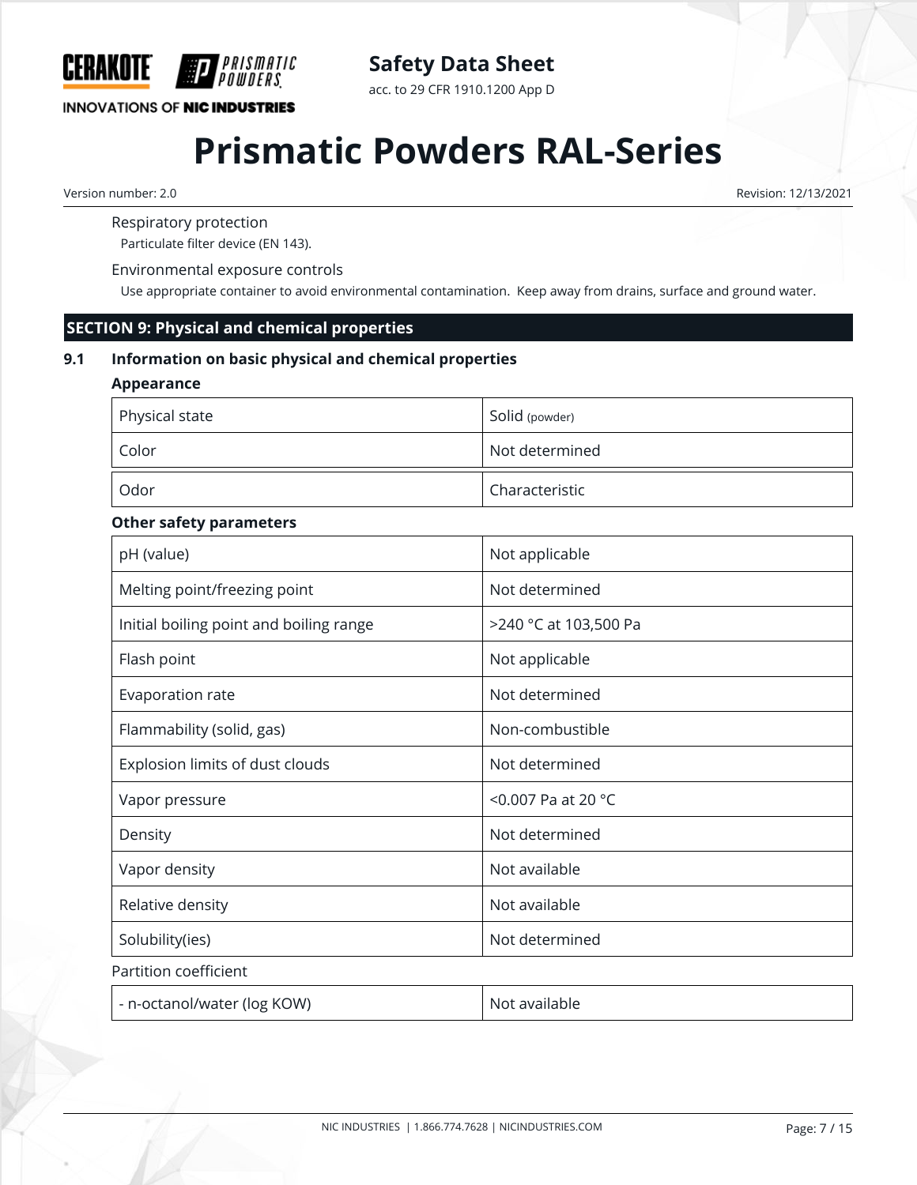Respiratory protection

Particulate filter device (EN 143).

Environmental exposure controls

Use appropriate container to avoid environmental contamination. Keep away from drains, surface and ground water.

## SECTION 9: Physical and chemical properties

### 9.1 Information on basic physical and chemical properties

**Appearance**

| | |
|---|---|
| Physical state | Solid (powder) |
| Color | Not determined |
| Odor | Characteristic |

**Other safety parameters**

| | |
|---|---|
| pH (value) | Not applicable |
| Melting point/freezing point | Not determined |
| Initial boiling point and boiling range | >240 °C at 103,500 Pa |
| Flash point | Not applicable |
| Evaporation rate | Not determined |
| Flammability (solid, gas) | Non-combustible |
| Explosion limits of dust clouds | Not determined |
| Vapor pressure | <0.007 Pa at 20 °C |
| Density | Not determined |
| Vapor density | Not available |
| Relative density | Not available |
| Solubility(ies) | Not determined |

Partition coefficient

| | |
|---|---|
| - n-octanol/water (log KOW) | Not available |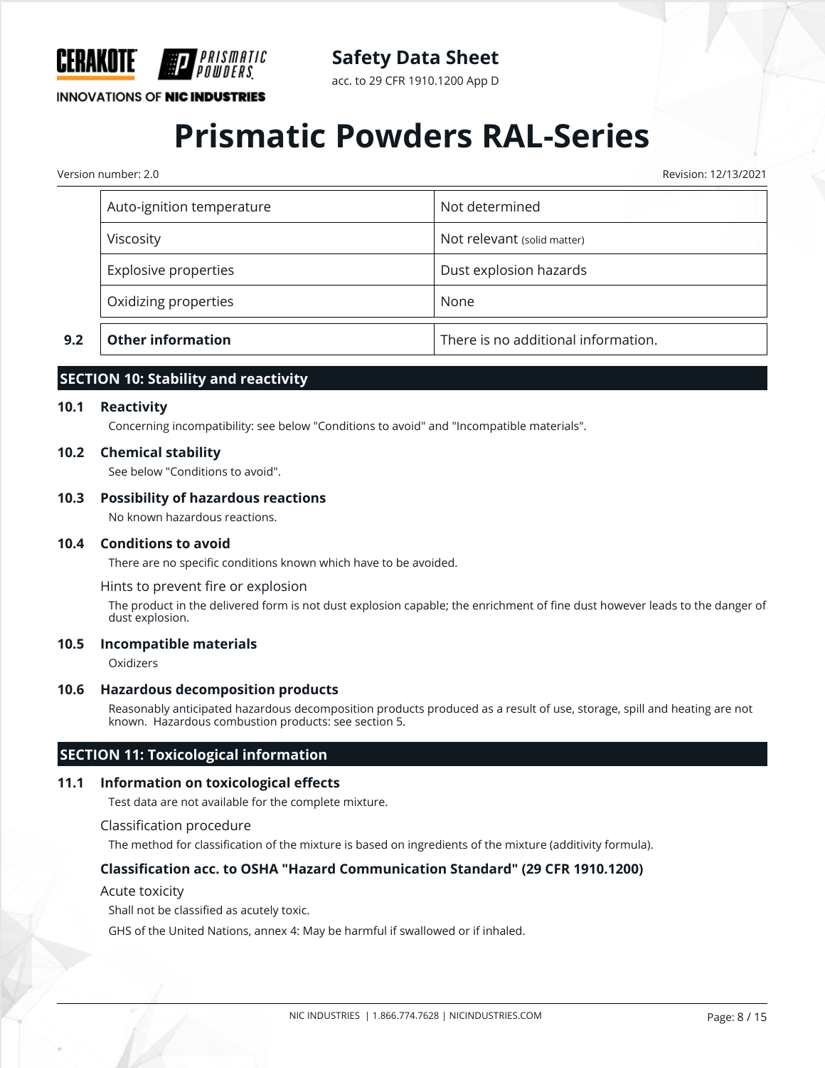| Auto-ignition temperature | Not determined |
|---|---|
| Viscosity | Not relevant (solid matter) |
| Explosive properties | Dust explosion hazards |
| Oxidizing properties | None |

| 9.2 | **Other information** | There is no additional information. |
|---|---|---|

## SECTION 10: Stability and reactivity

### 10.1 Reactivity

Concerning incompatibility: see below "Conditions to avoid" and "Incompatible materials".

### 10.2 Chemical stability

See below "Conditions to avoid".

### 10.3 Possibility of hazardous reactions

No known hazardous reactions.

### 10.4 Conditions to avoid

There are no specific conditions known which have to be avoided.

Hints to prevent fire or explosion

The product in the delivered form is not dust explosion capable; the enrichment of fine dust however leads to the danger of dust explosion.

### 10.5 Incompatible materials

Oxidizers

### 10.6 Hazardous decomposition products

Reasonably anticipated hazardous decomposition products produced as a result of use, storage, spill and heating are not known. Hazardous combustion products: see section 5.

## SECTION 11: Toxicological information

### 11.1 Information on toxicological effects

Test data are not available for the complete mixture.

Classification procedure

The method for classification of the mixture is based on ingredients of the mixture (additivity formula).

#### Classification acc. to OSHA "Hazard Communication Standard" (29 CFR 1910.1200)

Acute toxicity

Shall not be classified as acutely toxic.

GHS of the United Nations, annex 4: May be harmful if swallowed or if inhaled.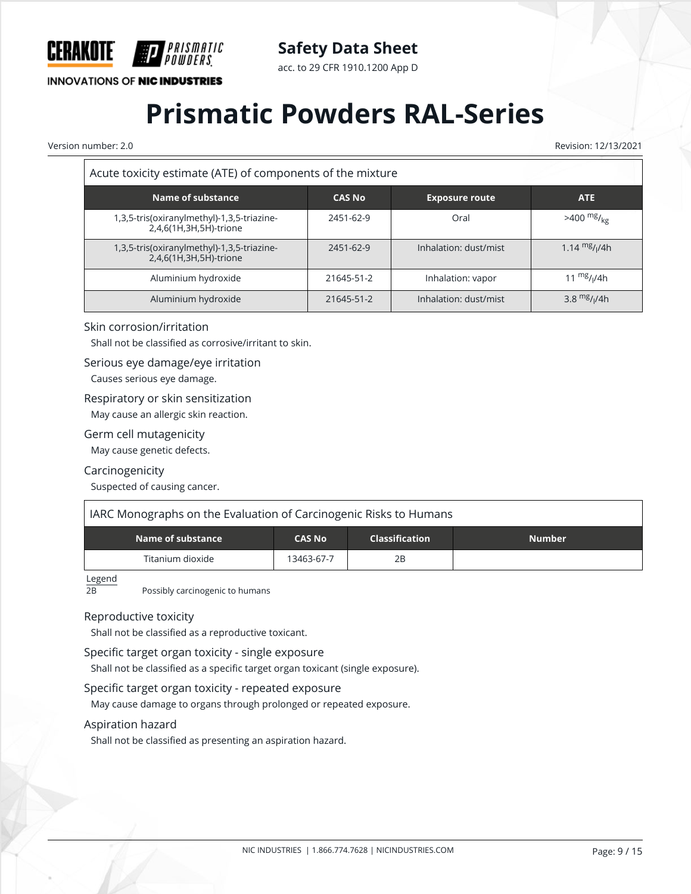| Acute toxicity estimate (ATE) of components of the mixture | | | |
|---|---|---|---|
| **Name of substance** | **CAS No** | **Exposure route** | **ATE** |
| 1,3,5-tris(oxiranylmethyl)-1,3,5-triazine-2,4,6(1H,3H,5H)-trione | 2451-62-9 | Oral | >400 $^{mg}/_{kg}$ |
| 1,3,5-tris(oxiranylmethyl)-1,3,5-triazine-2,4,6(1H,3H,5H)-trione | 2451-62-9 | Inhalation: dust/mist | 1.14 $^{mg}/_{l}$/4h |
| Aluminium hydroxide | 21645-51-2 | Inhalation: vapor | 11 $^{mg}/_{l}$/4h |
| Aluminium hydroxide | 21645-51-2 | Inhalation: dust/mist | 3.8 $^{mg}/_{l}$/4h |

### Skin corrosion/irritation

Shall not be classified as corrosive/irritant to skin.

### Serious eye damage/eye irritation

Causes serious eye damage.

### Respiratory or skin sensitization

May cause an allergic skin reaction.

### Germ cell mutagenicity

May cause genetic defects.

### Carcinogenicity

Suspected of causing cancer.

| IARC Monographs on the Evaluation of Carcinogenic Risks to Humans | | | |
|---|---|---|---|
| **Name of substance** | **CAS No** | **Classification** | **Number** |
| Titanium dioxide | 13463-67-7 | 2B | |

Legend

2B Possibly carcinogenic to humans

### Reproductive toxicity

Shall not be classified as a reproductive toxicant.

### Specific target organ toxicity - single exposure

Shall not be classified as a specific target organ toxicant (single exposure).

### Specific target organ toxicity - repeated exposure

May cause damage to organs through prolonged or repeated exposure.

### Aspiration hazard

Shall not be classified as presenting an aspiration hazard.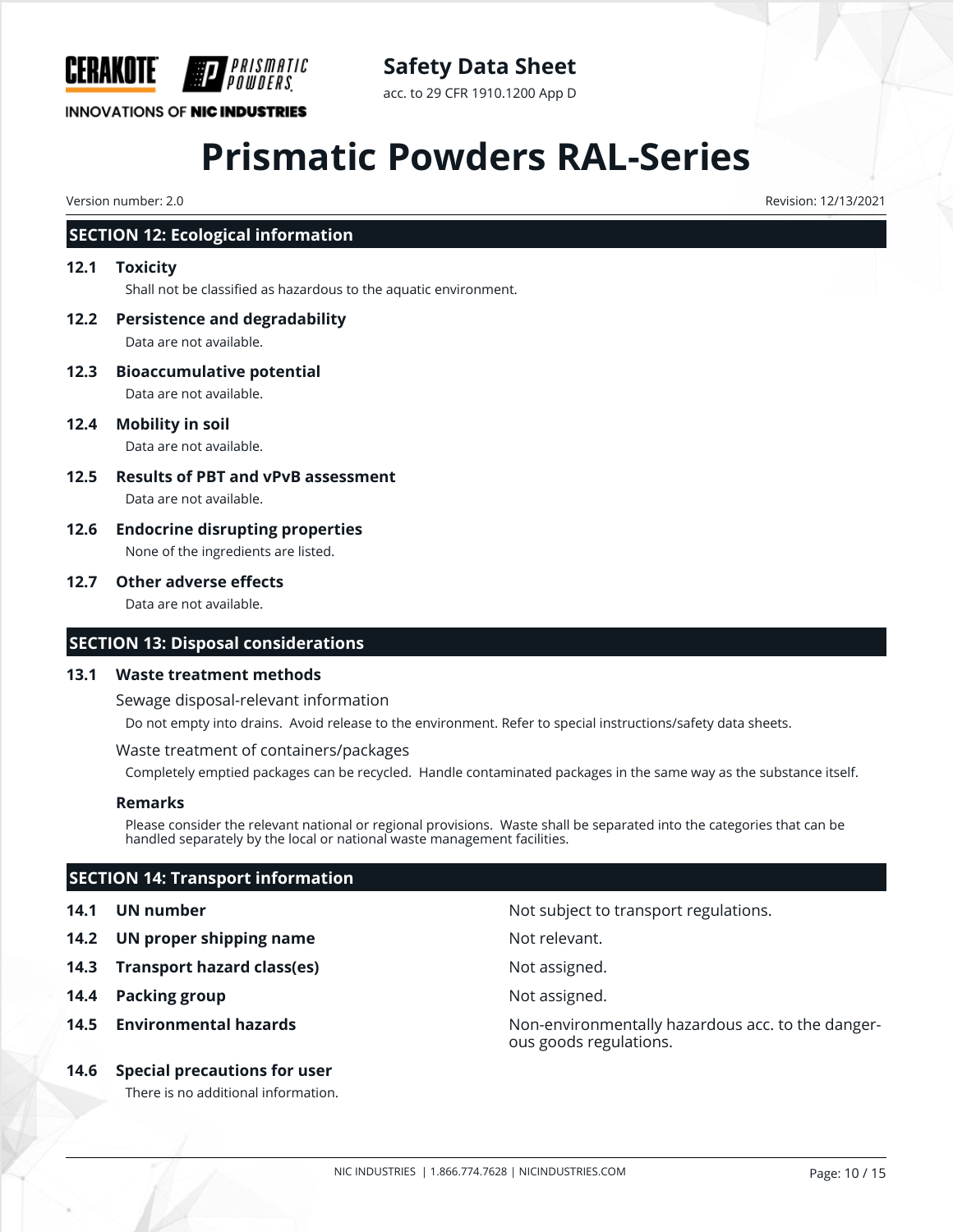## SECTION 12: Ecological information

### 12.1 Toxicity

Shall not be classified as hazardous to the aquatic environment.

### 12.2 Persistence and degradability

Data are not available.

### 12.3 Bioaccumulative potential

Data are not available.

### 12.4 Mobility in soil

Data are not available.

### 12.5 Results of PBT and vPvB assessment

Data are not available.

### 12.6 Endocrine disrupting properties

None of the ingredients are listed.

### 12.7 Other adverse effects

Data are not available.

## SECTION 13: Disposal considerations

### 13.1 Waste treatment methods

Sewage disposal-relevant information

Do not empty into drains. Avoid release to the environment. Refer to special instructions/safety data sheets.

Waste treatment of containers/packages

Completely emptied packages can be recycled. Handle contaminated packages in the same way as the substance itself.

**Remarks**

Please consider the relevant national or regional provisions. Waste shall be separated into the categories that can be handled separately by the local or national waste management facilities.

## SECTION 14: Transport information

| | | |
|---|---|---|
| **14.1** | **UN number** | Not subject to transport regulations. |
| **14.2** | **UN proper shipping name** | Not relevant. |
| **14.3** | **Transport hazard class(es)** | Not assigned. |
| **14.4** | **Packing group** | Not assigned. |
| **14.5** | **Environmental hazards** | Non-environmentally hazardous acc. to the dangerous goods regulations. |

### 14.6 Special precautions for user

There is no additional information.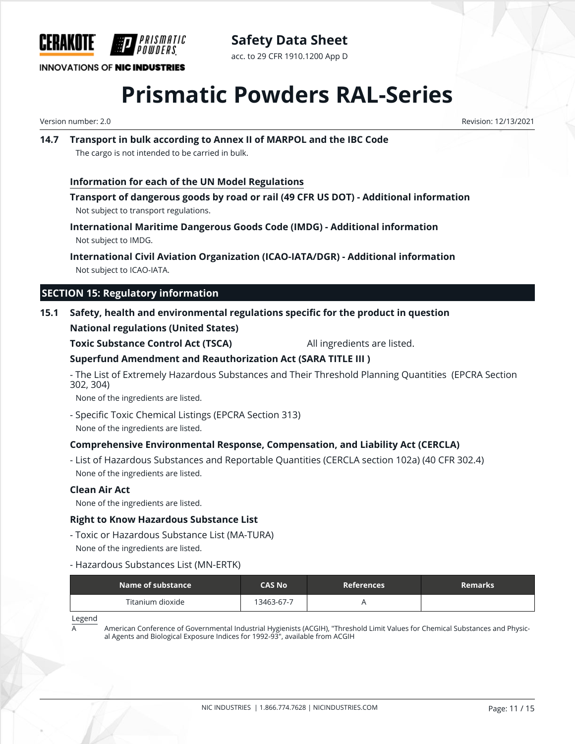### 14.7 Transport in bulk according to Annex II of MARPOL and the IBC Code

The cargo is not intended to be carried in bulk.

**Information for each of the UN Model Regulations**

**Transport of dangerous goods by road or rail (49 CFR US DOT) - Additional information**

Not subject to transport regulations.

**International Maritime Dangerous Goods Code (IMDG) - Additional information**

Not subject to IMDG.

**International Civil Aviation Organization (ICAO-IATA/DGR) - Additional information**

Not subject to ICAO-IATA.

## SECTION 15: Regulatory information

### 15.1 Safety, health and environmental regulations specific for the product in question

**National regulations (United States)**

**Toxic Substance Control Act (TSCA)** All ingredients are listed.

**Superfund Amendment and Reauthorization Act (SARA TITLE III )**

- The List of Extremely Hazardous Substances and Their Threshold Planning Quantities (EPCRA Section 302, 304)

  None of the ingredients are listed.

- Specific Toxic Chemical Listings (EPCRA Section 313)

  None of the ingredients are listed.

**Comprehensive Environmental Response, Compensation, and Liability Act (CERCLA)**

- List of Hazardous Substances and Reportable Quantities (CERCLA section 102a) (40 CFR 302.4)

  None of the ingredients are listed.

**Clean Air Act**

None of the ingredients are listed.

**Right to Know Hazardous Substance List**

- Toxic or Hazardous Substance List (MA-TURA)

  None of the ingredients are listed.

- Hazardous Substances List (MN-ERTK)

| Name of substance | CAS No | References | Remarks |
|---|---|---|---|
| Titanium dioxide | 13463-67-7 | A | |

Legend

A American Conference of Governmental Industrial Hygienists (ACGIH), "Threshold Limit Values for Chemical Substances and Physical Agents and Biological Exposure Indices for 1992-93", available from ACGIH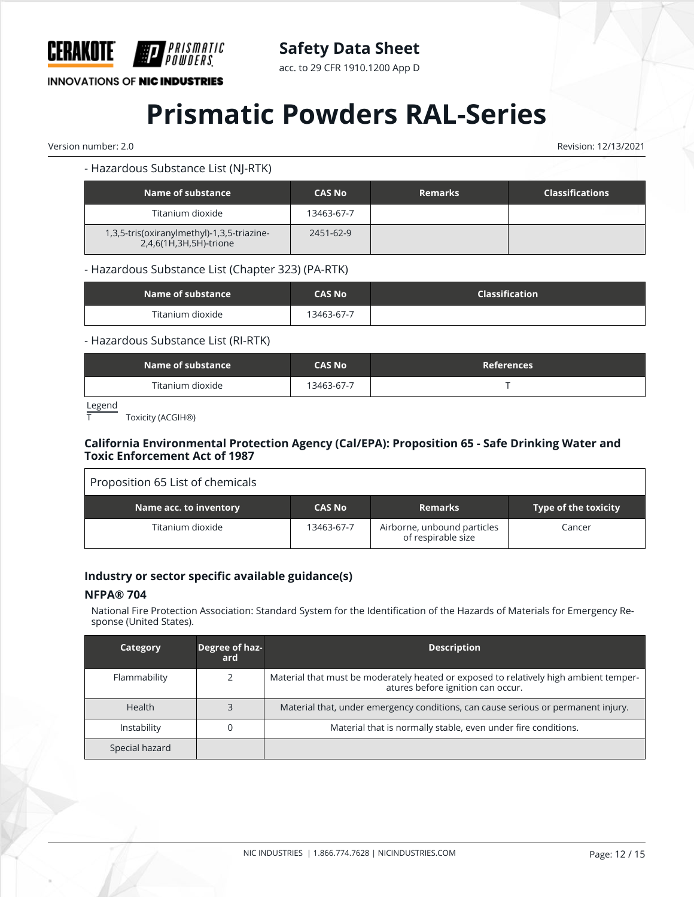- Hazardous Substance List (NJ-RTK)

| Name of substance | CAS No | Remarks | Classifications |
|---|---|---|---|
| Titanium dioxide | 13463-67-7 | | |
| 1,3,5-tris(oxiranylmethyl)-1,3,5-triazine-2,4,6(1H,3H,5H)-trione | 2451-62-9 | | |

- Hazardous Substance List (Chapter 323) (PA-RTK)

| Name of substance | CAS No | Classification |
|---|---|---|
| Titanium dioxide | 13463-67-7 | |

- Hazardous Substance List (RI-RTK)

| Name of substance | CAS No | References |
|---|---|---|
| Titanium dioxide | 13463-67-7 | T |

Legend

T Toxicity (ACGIH®)

### California Environmental Protection Agency (Cal/EPA): Proposition 65 - Safe Drinking Water and Toxic Enforcement Act of 1987

Proposition 65 List of chemicals

| Name acc. to inventory | CAS No | Remarks | Type of the toxicity |
|---|---|---|---|
| Titanium dioxide | 13463-67-7 | Airborne, unbound particles of respirable size | Cancer |

### Industry or sector specific available guidance(s)

#### NFPA® 704

National Fire Protection Association: Standard System for the Identification of the Hazards of Materials for Emergency Response (United States).

| Category | Degree of hazard | Description |
|---|---|---|
| Flammability | 2 | Material that must be moderately heated or exposed to relatively high ambient temperatures before ignition can occur. |
| Health | 3 | Material that, under emergency conditions, can cause serious or permanent injury. |
| Instability | 0 | Material that is normally stable, even under fire conditions. |
| Special hazard | | |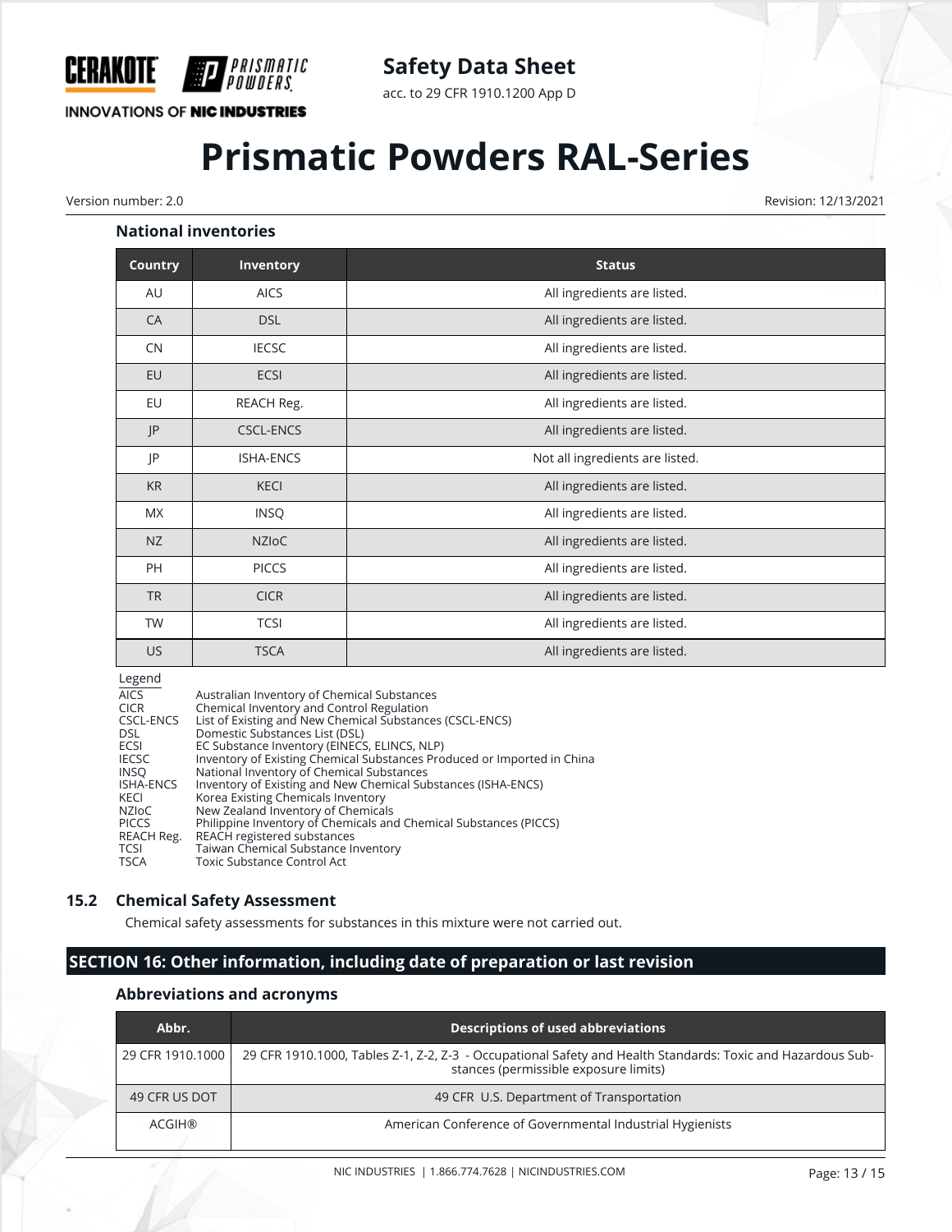#### National inventories

| Country | Inventory | Status |
|---|---|---|
| AU | AICS | All ingredients are listed. |
| CA | DSL | All ingredients are listed. |
| CN | IECSC | All ingredients are listed. |
| EU | ECSI | All ingredients are listed. |
| EU | REACH Reg. | All ingredients are listed. |
| JP | CSCL-ENCS | All ingredients are listed. |
| JP | ISHA-ENCS | Not all ingredients are listed. |
| KR | KECI | All ingredients are listed. |
| MX | INSQ | All ingredients are listed. |
| NZ | NZIoC | All ingredients are listed. |
| PH | PICCS | All ingredients are listed. |
| TR | CICR | All ingredients are listed. |
| TW | TCSI | All ingredients are listed. |
| US | TSCA | All ingredients are listed. |

Legend

AICS Australian Inventory of Chemical Substances
CICR Chemical Inventory and Control Regulation
CSCL-ENCS List of Existing and New Chemical Substances (CSCL-ENCS)
DSL Domestic Substances List (DSL)
ECSI EC Substance Inventory (EINECS, ELINCS, NLP)
IECSC Inventory of Existing Chemical Substances Produced or Imported in China
INSQ National Inventory of Chemical Substances
ISHA-ENCS Inventory of Existing and New Chemical Substances (ISHA-ENCS)
KECI Korea Existing Chemicals Inventory
NZIoC New Zealand Inventory of Chemicals
PICCS Philippine Inventory of Chemicals and Chemical Substances (PICCS)
REACH Reg. REACH registered substances
TCSI Taiwan Chemical Substance Inventory
TSCA Toxic Substance Control Act

### 15.2 Chemical Safety Assessment

Chemical safety assessments for substances in this mixture were not carried out.

## SECTION 16: Other information, including date of preparation or last revision

#### Abbreviations and acronyms

| Abbr. | Descriptions of used abbreviations |
|---|---|
| 29 CFR 1910.1000 | 29 CFR 1910.1000, Tables Z-1, Z-2, Z-3 - Occupational Safety and Health Standards: Toxic and Hazardous Substances (permissible exposure limits) |
| 49 CFR US DOT | 49 CFR U.S. Department of Transportation |
| ACGIH® | American Conference of Governmental Industrial Hygienists |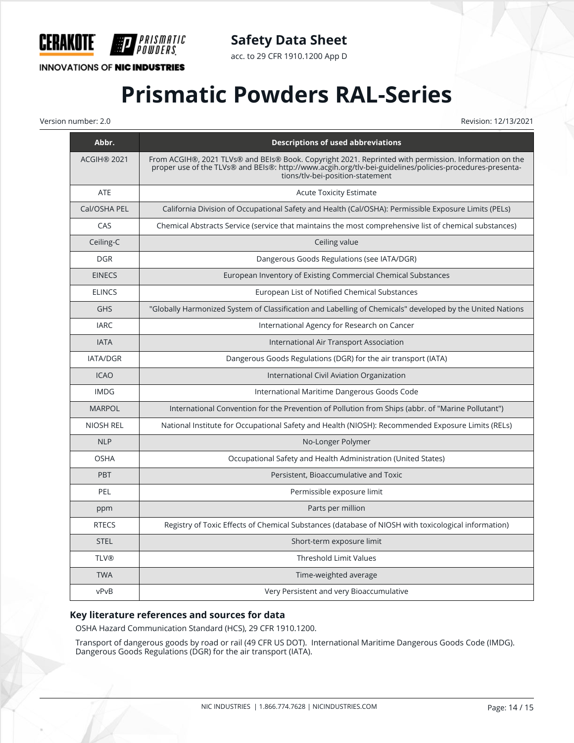| Abbr. | Descriptions of used abbreviations |
| --- | --- |
| ACGIH® 2021 | From ACGIH®, 2021 TLVs® and BEIs® Book. Copyright 2021. Reprinted with permission. Information on the proper use of the TLVs® and BEIs®: http://www.acgih.org/tlv-bei-guidelines/policies-procedures-presentations/tlv-bei-position-statement |
| ATE | Acute Toxicity Estimate |
| Cal/OSHA PEL | California Division of Occupational Safety and Health (Cal/OSHA): Permissible Exposure Limits (PELs) |
| CAS | Chemical Abstracts Service (service that maintains the most comprehensive list of chemical substances) |
| Ceiling-C | Ceiling value |
| DGR | Dangerous Goods Regulations (see IATA/DGR) |
| EINECS | European Inventory of Existing Commercial Chemical Substances |
| ELINCS | European List of Notified Chemical Substances |
| GHS | "Globally Harmonized System of Classification and Labelling of Chemicals" developed by the United Nations |
| IARC | International Agency for Research on Cancer |
| IATA | International Air Transport Association |
| IATA/DGR | Dangerous Goods Regulations (DGR) for the air transport (IATA) |
| ICAO | International Civil Aviation Organization |
| IMDG | International Maritime Dangerous Goods Code |
| MARPOL | International Convention for the Prevention of Pollution from Ships (abbr. of "Marine Pollutant") |
| NIOSH REL | National Institute for Occupational Safety and Health (NIOSH): Recommended Exposure Limits (RELs) |
| NLP | No-Longer Polymer |
| OSHA | Occupational Safety and Health Administration (United States) |
| PBT | Persistent, Bioaccumulative and Toxic |
| PEL | Permissible exposure limit |
| ppm | Parts per million |
| RTECS | Registry of Toxic Effects of Chemical Substances (database of NIOSH with toxicological information) |
| STEL | Short-term exposure limit |
| TLV® | Threshold Limit Values |
| TWA | Time-weighted average |
| vPvB | Very Persistent and very Bioaccumulative |

### Key literature references and sources for data

OSHA Hazard Communication Standard (HCS), 29 CFR 1910.1200.

Transport of dangerous goods by road or rail (49 CFR US DOT). International Maritime Dangerous Goods Code (IMDG). Dangerous Goods Regulations (DGR) for the air transport (IATA).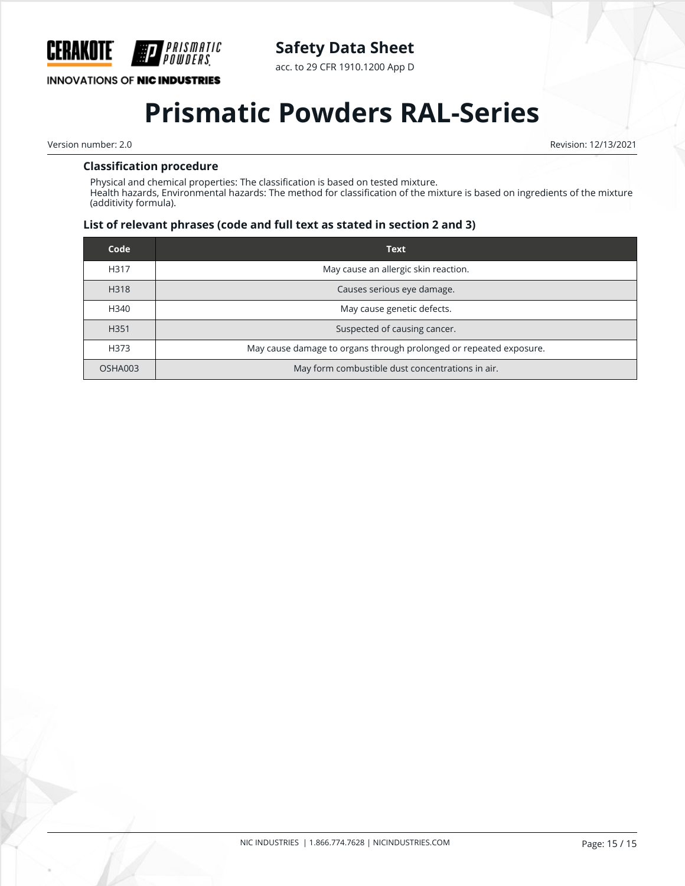### Classification procedure

Physical and chemical properties: The classification is based on tested mixture.
Health hazards, Environmental hazards: The method for classification of the mixture is based on ingredients of the mixture (additivity formula).

### List of relevant phrases (code and full text as stated in section 2 and 3)

| Code | Text |
|---|---|
| H317 | May cause an allergic skin reaction. |
| H318 | Causes serious eye damage. |
| H340 | May cause genetic defects. |
| H351 | Suspected of causing cancer. |
| H373 | May cause damage to organs through prolonged or repeated exposure. |
| OSHA003 | May form combustible dust concentrations in air. |